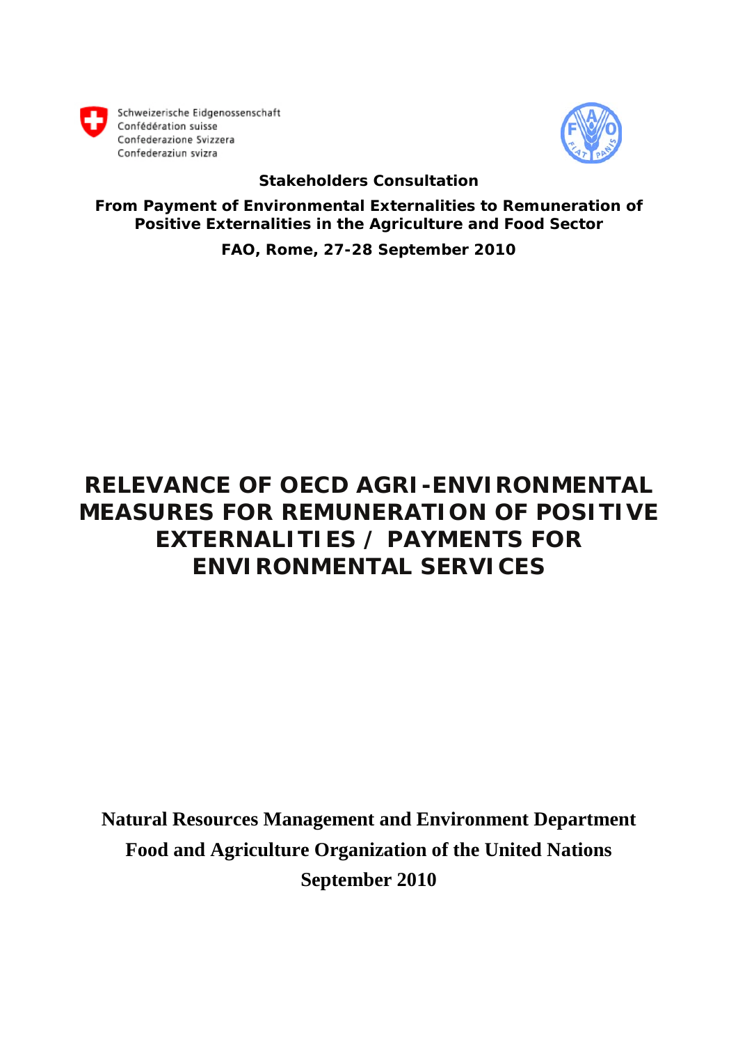Schweizerische Eidgenossenschaft
Confédération suisse
Confederazione Svizzera
Confederaziun svizra

**Stakeholders Consultation**

**From Payment of Environmental Externalities to Remuneration of Positive Externalities in the Agriculture and Food Sector**

**FAO, Rome, 27-28 September 2010**

# RELEVANCE OF OECD AGRI-ENVIRONMENTAL MEASURES FOR REMUNERATION OF POSITIVE EXTERNALITIES / PAYMENTS FOR ENVIRONMENTAL SERVICES

**Natural Resources Management and Environment Department**

**Food and Agriculture Organization of the United Nations**

**September 2010**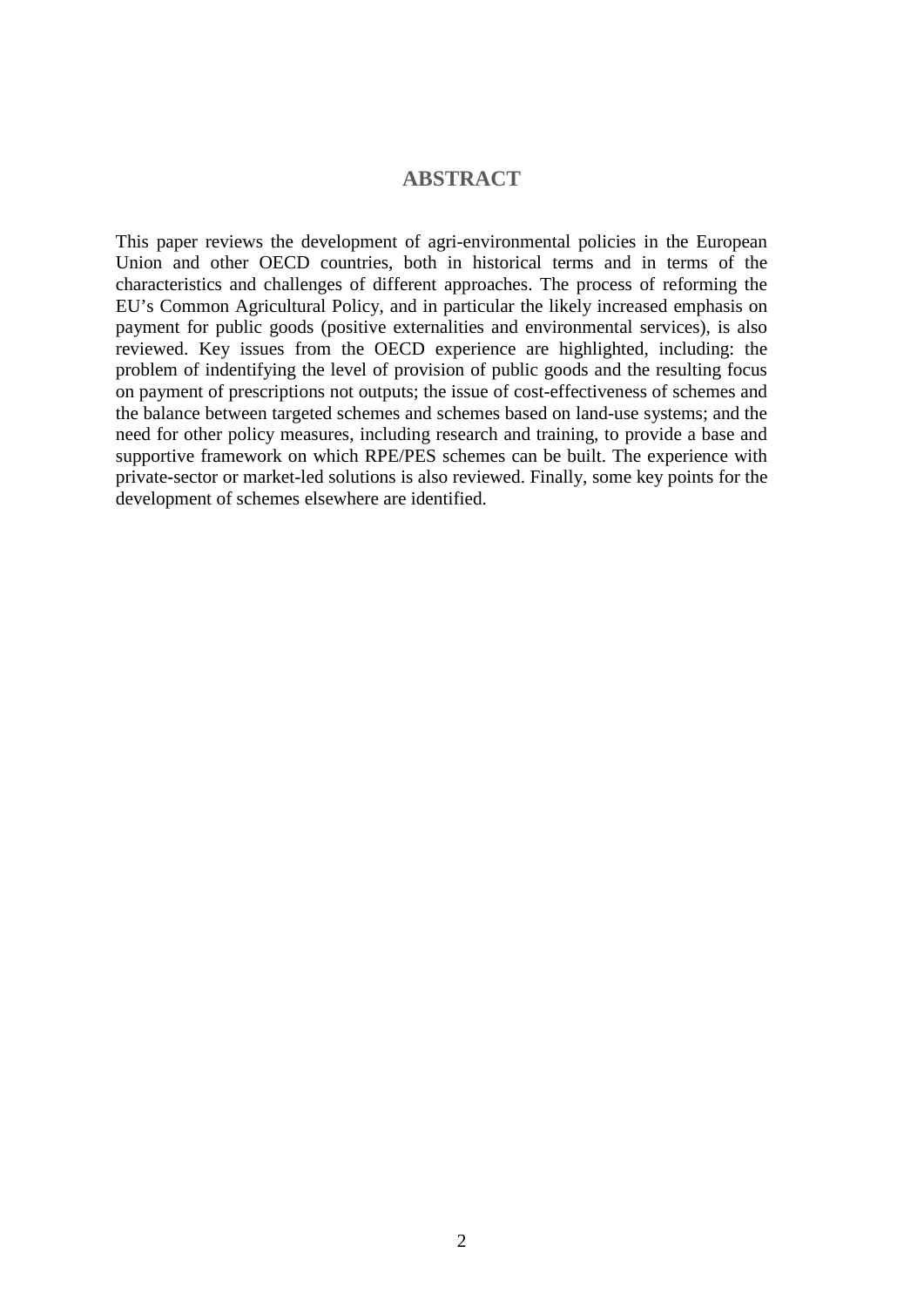# ABSTRACT

This paper reviews the development of agri-environmental policies in the European Union and other OECD countries, both in historical terms and in terms of the characteristics and challenges of different approaches. The process of reforming the EU's Common Agricultural Policy, and in particular the likely increased emphasis on payment for public goods (positive externalities and environmental services), is also reviewed. Key issues from the OECD experience are highlighted, including: the problem of indentifying the level of provision of public goods and the resulting focus on payment of prescriptions not outputs; the issue of cost-effectiveness of schemes and the balance between targeted schemes and schemes based on land-use systems; and the need for other policy measures, including research and training, to provide a base and supportive framework on which RPE/PES schemes can be built. The experience with private-sector or market-led solutions is also reviewed. Finally, some key points for the development of schemes elsewhere are identified.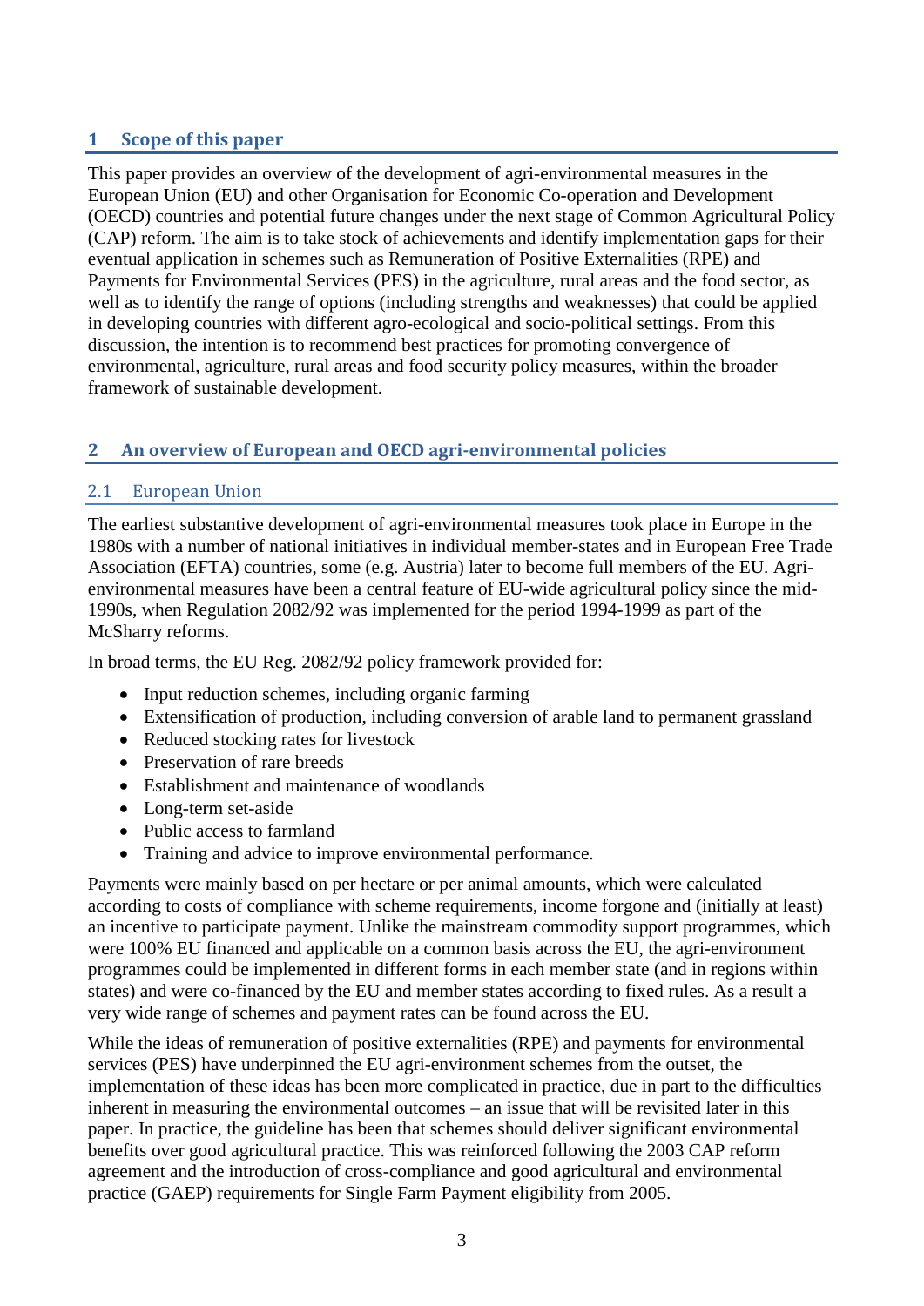# 1 Scope of this paper

This paper provides an overview of the development of agri-environmental measures in the European Union (EU) and other Organisation for Economic Co-operation and Development (OECD) countries and potential future changes under the next stage of Common Agricultural Policy (CAP) reform. The aim is to take stock of achievements and identify implementation gaps for their eventual application in schemes such as Remuneration of Positive Externalities (RPE) and Payments for Environmental Services (PES) in the agriculture, rural areas and the food sector, as well as to identify the range of options (including strengths and weaknesses) that could be applied in developing countries with different agro-ecological and socio-political settings. From this discussion, the intention is to recommend best practices for promoting convergence of environmental, agriculture, rural areas and food security policy measures, within the broader framework of sustainable development.

# 2 An overview of European and OECD agri-environmental policies

## 2.1 European Union

The earliest substantive development of agri-environmental measures took place in Europe in the 1980s with a number of national initiatives in individual member-states and in European Free Trade Association (EFTA) countries, some (e.g. Austria) later to become full members of the EU. Agri-environmental measures have been a central feature of EU-wide agricultural policy since the mid-1990s, when Regulation 2082/92 was implemented for the period 1994-1999 as part of the McSharry reforms.

In broad terms, the EU Reg. 2082/92 policy framework provided for:

- Input reduction schemes, including organic farming
- Extensification of production, including conversion of arable land to permanent grassland
- Reduced stocking rates for livestock
- Preservation of rare breeds
- Establishment and maintenance of woodlands
- Long-term set-aside
- Public access to farmland
- Training and advice to improve environmental performance.

Payments were mainly based on per hectare or per animal amounts, which were calculated according to costs of compliance with scheme requirements, income forgone and (initially at least) an incentive to participate payment. Unlike the mainstream commodity support programmes, which were 100% EU financed and applicable on a common basis across the EU, the agri-environment programmes could be implemented in different forms in each member state (and in regions within states) and were co-financed by the EU and member states according to fixed rules. As a result a very wide range of schemes and payment rates can be found across the EU.

While the ideas of remuneration of positive externalities (RPE) and payments for environmental services (PES) have underpinned the EU agri-environment schemes from the outset, the implementation of these ideas has been more complicated in practice, due in part to the difficulties inherent in measuring the environmental outcomes – an issue that will be revisited later in this paper. In practice, the guideline has been that schemes should deliver significant environmental benefits over good agricultural practice. This was reinforced following the 2003 CAP reform agreement and the introduction of cross-compliance and good agricultural and environmental practice (GAEP) requirements for Single Farm Payment eligibility from 2005.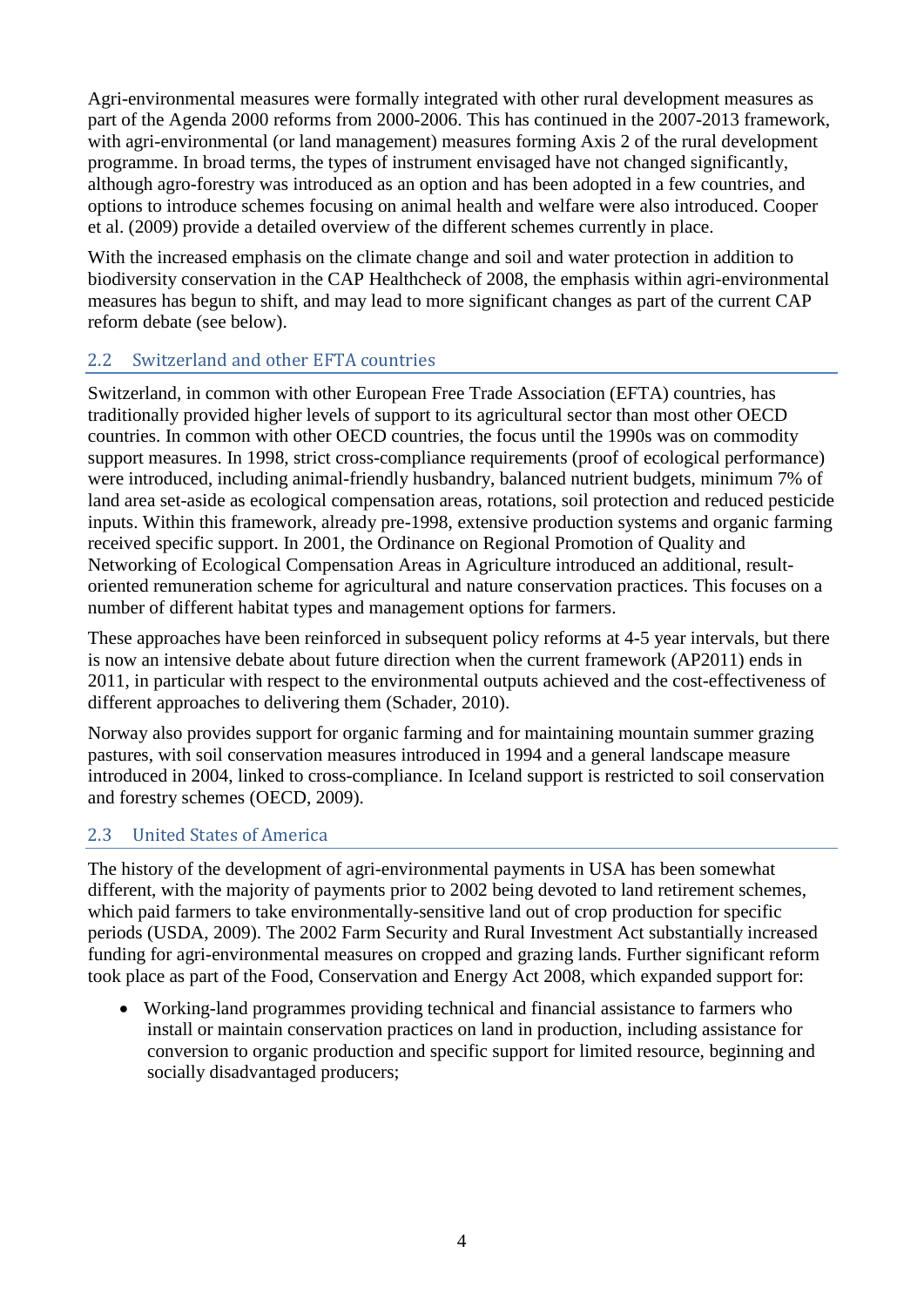Agri-environmental measures were formally integrated with other rural development measures as part of the Agenda 2000 reforms from 2000-2006. This has continued in the 2007-2013 framework, with agri-environmental (or land management) measures forming Axis 2 of the rural development programme. In broad terms, the types of instrument envisaged have not changed significantly, although agro-forestry was introduced as an option and has been adopted in a few countries, and options to introduce schemes focusing on animal health and welfare were also introduced. Cooper et al. (2009) provide a detailed overview of the different schemes currently in place.

With the increased emphasis on the climate change and soil and water protection in addition to biodiversity conservation in the CAP Healthcheck of 2008, the emphasis within agri-environmental measures has begun to shift, and may lead to more significant changes as part of the current CAP reform debate (see below).

## 2.2 Switzerland and other EFTA countries

Switzerland, in common with other European Free Trade Association (EFTA) countries, has traditionally provided higher levels of support to its agricultural sector than most other OECD countries. In common with other OECD countries, the focus until the 1990s was on commodity support measures. In 1998, strict cross-compliance requirements (proof of ecological performance) were introduced, including animal-friendly husbandry, balanced nutrient budgets, minimum 7% of land area set-aside as ecological compensation areas, rotations, soil protection and reduced pesticide inputs. Within this framework, already pre-1998, extensive production systems and organic farming received specific support. In 2001, the Ordinance on Regional Promotion of Quality and Networking of Ecological Compensation Areas in Agriculture introduced an additional, result-oriented remuneration scheme for agricultural and nature conservation practices. This focuses on a number of different habitat types and management options for farmers.

These approaches have been reinforced in subsequent policy reforms at 4-5 year intervals, but there is now an intensive debate about future direction when the current framework (AP2011) ends in 2011, in particular with respect to the environmental outputs achieved and the cost-effectiveness of different approaches to delivering them (Schader, 2010).

Norway also provides support for organic farming and for maintaining mountain summer grazing pastures, with soil conservation measures introduced in 1994 and a general landscape measure introduced in 2004, linked to cross-compliance. In Iceland support is restricted to soil conservation and forestry schemes (OECD, 2009).

## 2.3 United States of America

The history of the development of agri-environmental payments in USA has been somewhat different, with the majority of payments prior to 2002 being devoted to land retirement schemes, which paid farmers to take environmentally-sensitive land out of crop production for specific periods (USDA, 2009). The 2002 Farm Security and Rural Investment Act substantially increased funding for agri-environmental measures on cropped and grazing lands. Further significant reform took place as part of the Food, Conservation and Energy Act 2008, which expanded support for:

- Working-land programmes providing technical and financial assistance to farmers who install or maintain conservation practices on land in production, including assistance for conversion to organic production and specific support for limited resource, beginning and socially disadvantaged producers;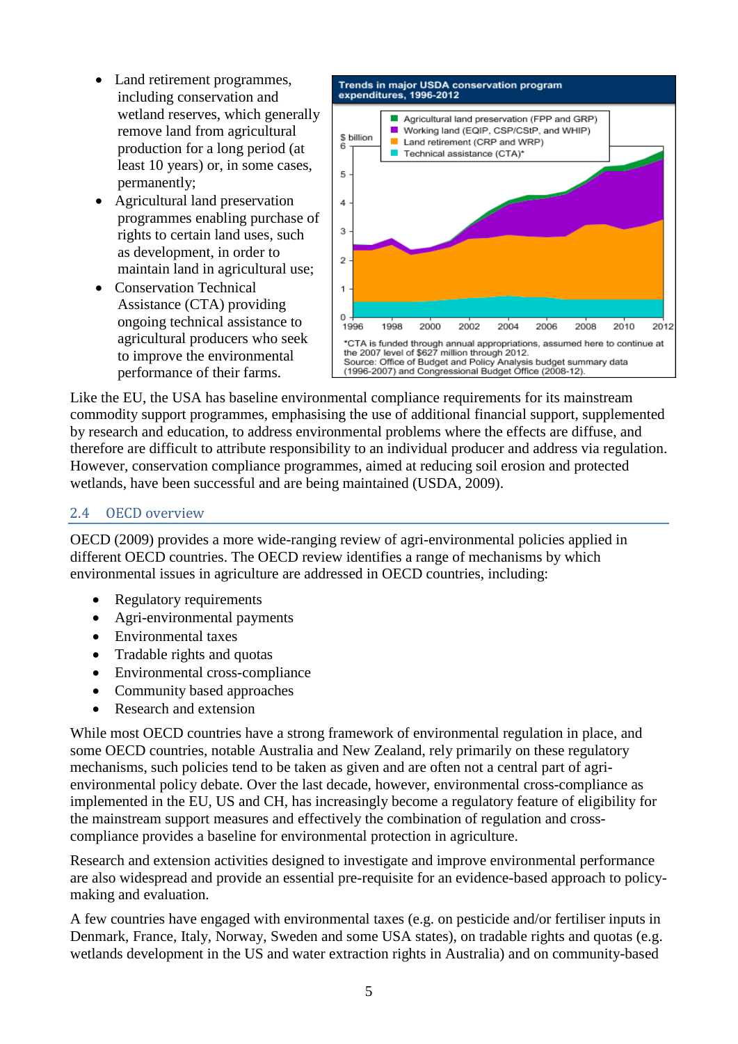- Land retirement programmes, including conservation and wetland reserves, which generally remove land from agricultural production for a long period (at least 10 years) or, in some cases, permanently;
- Agricultural land preservation programmes enabling purchase of rights to certain land uses, such as development, in order to maintain land in agricultural use;
- Conservation Technical Assistance (CTA) providing ongoing technical assistance to agricultural producers who seek to improve the environmental performance of their farms.

Trends in major USDA conservation program expenditures, 1996-2012

$ billion

6
5
4
3
2
1
0

1996 1998 2000 2002 2004 2006 2008 2010 2012

Agricultural land preservation (FPP and GRP)
Working land (EQIP, CSP/CStP, and WHIP)
Land retirement (CRP and WRP)
Technical assistance (CTA)*

*CTA is funded through annual appropriations, assumed here to continue at the 2007 level of $627 million through 2012.
Source: Office of Budget and Policy Analysis budget summary data (1996-2007) and Congressional Budget Office (2008-12).

Like the EU, the USA has baseline environmental compliance requirements for its mainstream commodity support programmes, emphasising the use of additional financial support, supplemented by research and education, to address environmental problems where the effects are diffuse, and therefore are difficult to attribute responsibility to an individual producer and address via regulation. However, conservation compliance programmes, aimed at reducing soil erosion and protected wetlands, have been successful and are being maintained (USDA, 2009).

## 2.4 OECD overview

OECD (2009) provides a more wide-ranging review of agri-environmental policies applied in different OECD countries. The OECD review identifies a range of mechanisms by which environmental issues in agriculture are addressed in OECD countries, including:

- Regulatory requirements
- Agri-environmental payments
- Environmental taxes
- Tradable rights and quotas
- Environmental cross-compliance
- Community based approaches
- Research and extension

While most OECD countries have a strong framework of environmental regulation in place, and some OECD countries, notable Australia and New Zealand, rely primarily on these regulatory mechanisms, such policies tend to be taken as given and are often not a central part of agri-environmental policy debate. Over the last decade, however, environmental cross-compliance as implemented in the EU, US and CH, has increasingly become a regulatory feature of eligibility for the mainstream support measures and effectively the combination of regulation and cross-compliance provides a baseline for environmental protection in agriculture.

Research and extension activities designed to investigate and improve environmental performance are also widespread and provide an essential pre-requisite for an evidence-based approach to policy-making and evaluation.

A few countries have engaged with environmental taxes (e.g. on pesticide and/or fertiliser inputs in Denmark, France, Italy, Norway, Sweden and some USA states), on tradable rights and quotas (e.g. wetlands development in the US and water extraction rights in Australia) and on community-based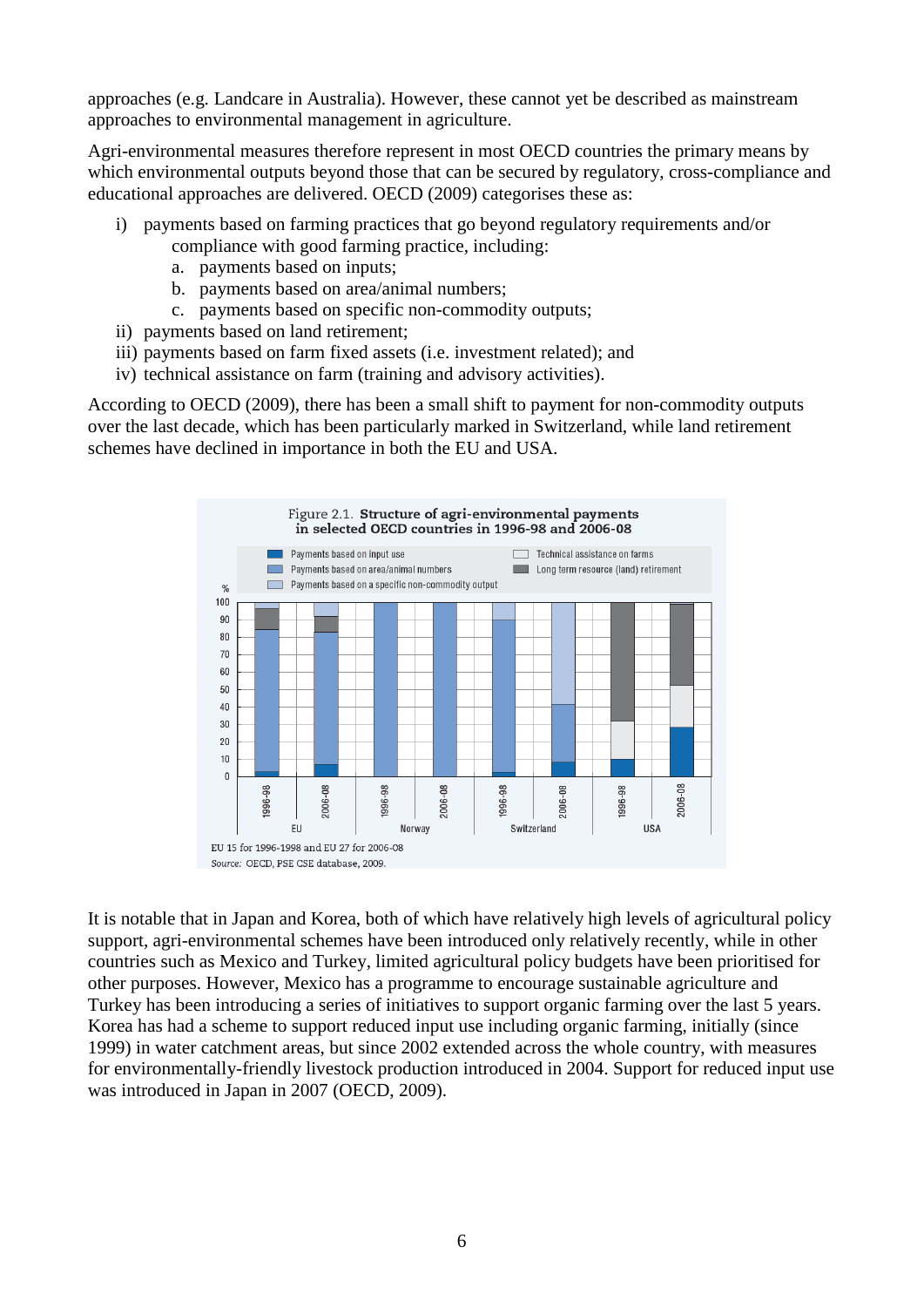approaches (e.g. Landcare in Australia). However, these cannot yet be described as mainstream approaches to environmental management in agriculture.

Agri-environmental measures therefore represent in most OECD countries the primary means by which environmental outputs beyond those that can be secured by regulatory, cross-compliance and educational approaches are delivered. OECD (2009) categorises these as:

i) payments based on farming practices that go beyond regulatory requirements and/or compliance with good farming practice, including:
   a. payments based on inputs;
   b. payments based on area/animal numbers;
   c. payments based on specific non-commodity outputs;
ii) payments based on land retirement;
iii) payments based on farm fixed assets (i.e. investment related); and
iv) technical assistance on farm (training and advisory activities).

According to OECD (2009), there has been a small shift to payment for non-commodity outputs over the last decade, which has been particularly marked in Switzerland, while land retirement schemes have declined in importance in both the EU and USA.

Figure 2.1. **Structure of agri-environmental payments in selected OECD countries in 1996-98 and 2006-08**

EU 15 for 1996-1998 and EU 27 for 2006-08

*Source:* OECD, PSE CSE database, 2009.

It is notable that in Japan and Korea, both of which have relatively high levels of agricultural policy support, agri-environmental schemes have been introduced only relatively recently, while in other countries such as Mexico and Turkey, limited agricultural policy budgets have been prioritised for other purposes. However, Mexico has a programme to encourage sustainable agriculture and Turkey has been introducing a series of initiatives to support organic farming over the last 5 years. Korea has had a scheme to support reduced input use including organic farming, initially (since 1999) in water catchment areas, but since 2002 extended across the whole country, with measures for environmentally-friendly livestock production introduced in 2004. Support for reduced input use was introduced in Japan in 2007 (OECD, 2009).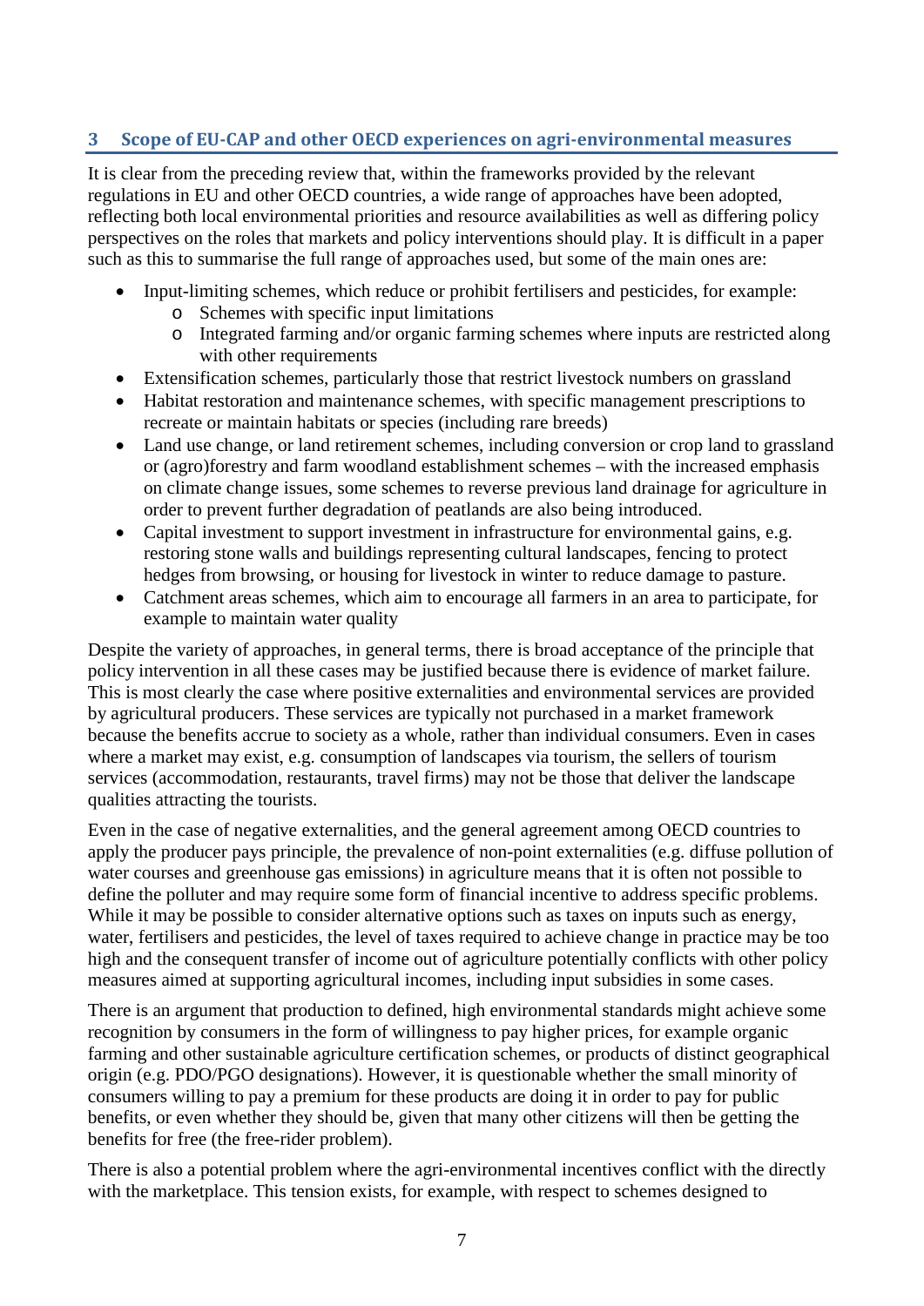## 3 Scope of EU-CAP and other OECD experiences on agri-environmental measures

It is clear from the preceding review that, within the frameworks provided by the relevant regulations in EU and other OECD countries, a wide range of approaches have been adopted, reflecting both local environmental priorities and resource availabilities as well as differing policy perspectives on the roles that markets and policy interventions should play. It is difficult in a paper such as this to summarise the full range of approaches used, but some of the main ones are:

- Input-limiting schemes, which reduce or prohibit fertilisers and pesticides, for example:
  - Schemes with specific input limitations
  - Integrated farming and/or organic farming schemes where inputs are restricted along with other requirements
- Extensification schemes, particularly those that restrict livestock numbers on grassland
- Habitat restoration and maintenance schemes, with specific management prescriptions to recreate or maintain habitats or species (including rare breeds)
- Land use change, or land retirement schemes, including conversion or crop land to grassland or (agro)forestry and farm woodland establishment schemes – with the increased emphasis on climate change issues, some schemes to reverse previous land drainage for agriculture in order to prevent further degradation of peatlands are also being introduced.
- Capital investment to support investment in infrastructure for environmental gains, e.g. restoring stone walls and buildings representing cultural landscapes, fencing to protect hedges from browsing, or housing for livestock in winter to reduce damage to pasture.
- Catchment areas schemes, which aim to encourage all farmers in an area to participate, for example to maintain water quality

Despite the variety of approaches, in general terms, there is broad acceptance of the principle that policy intervention in all these cases may be justified because there is evidence of market failure. This is most clearly the case where positive externalities and environmental services are provided by agricultural producers. These services are typically not purchased in a market framework because the benefits accrue to society as a whole, rather than individual consumers. Even in cases where a market may exist, e.g. consumption of landscapes via tourism, the sellers of tourism services (accommodation, restaurants, travel firms) may not be those that deliver the landscape qualities attracting the tourists.

Even in the case of negative externalities, and the general agreement among OECD countries to apply the producer pays principle, the prevalence of non-point externalities (e.g. diffuse pollution of water courses and greenhouse gas emissions) in agriculture means that it is often not possible to define the polluter and may require some form of financial incentive to address specific problems. While it may be possible to consider alternative options such as taxes on inputs such as energy, water, fertilisers and pesticides, the level of taxes required to achieve change in practice may be too high and the consequent transfer of income out of agriculture potentially conflicts with other policy measures aimed at supporting agricultural incomes, including input subsidies in some cases.

There is an argument that production to defined, high environmental standards might achieve some recognition by consumers in the form of willingness to pay higher prices, for example organic farming and other sustainable agriculture certification schemes, or products of distinct geographical origin (e.g. PDO/PGO designations). However, it is questionable whether the small minority of consumers willing to pay a premium for these products are doing it in order to pay for public benefits, or even whether they should be, given that many other citizens will then be getting the benefits for free (the free-rider problem).

There is also a potential problem where the agri-environmental incentives conflict with the directly with the marketplace. This tension exists, for example, with respect to schemes designed to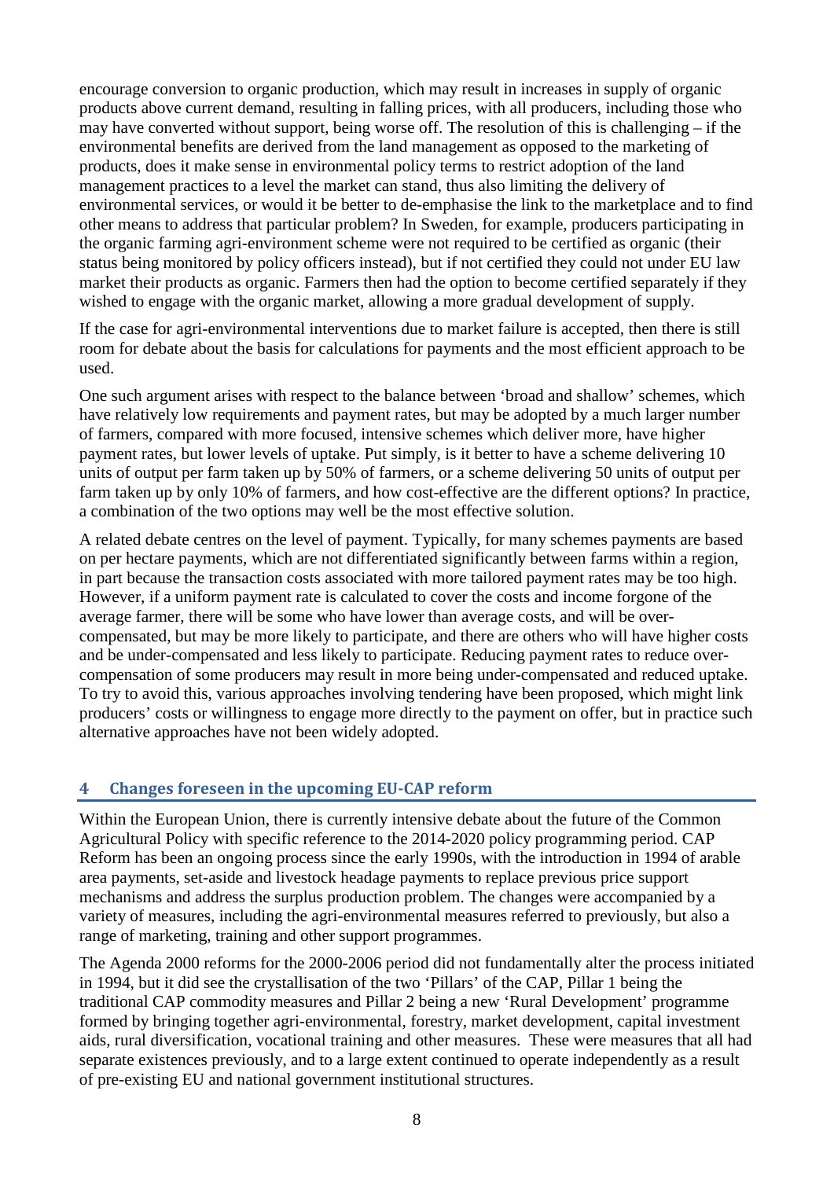encourage conversion to organic production, which may result in increases in supply of organic products above current demand, resulting in falling prices, with all producers, including those who may have converted without support, being worse off. The resolution of this is challenging – if the environmental benefits are derived from the land management as opposed to the marketing of products, does it make sense in environmental policy terms to restrict adoption of the land management practices to a level the market can stand, thus also limiting the delivery of environmental services, or would it be better to de-emphasise the link to the marketplace and to find other means to address that particular problem? In Sweden, for example, producers participating in the organic farming agri-environment scheme were not required to be certified as organic (their status being monitored by policy officers instead), but if not certified they could not under EU law market their products as organic. Farmers then had the option to become certified separately if they wished to engage with the organic market, allowing a more gradual development of supply.

If the case for agri-environmental interventions due to market failure is accepted, then there is still room for debate about the basis for calculations for payments and the most efficient approach to be used.

One such argument arises with respect to the balance between 'broad and shallow' schemes, which have relatively low requirements and payment rates, but may be adopted by a much larger number of farmers, compared with more focused, intensive schemes which deliver more, have higher payment rates, but lower levels of uptake. Put simply, is it better to have a scheme delivering 10 units of output per farm taken up by 50% of farmers, or a scheme delivering 50 units of output per farm taken up by only 10% of farmers, and how cost-effective are the different options? In practice, a combination of the two options may well be the most effective solution.

A related debate centres on the level of payment. Typically, for many schemes payments are based on per hectare payments, which are not differentiated significantly between farms within a region, in part because the transaction costs associated with more tailored payment rates may be too high. However, if a uniform payment rate is calculated to cover the costs and income forgone of the average farmer, there will be some who have lower than average costs, and will be over-compensated, but may be more likely to participate, and there are others who will have higher costs and be under-compensated and less likely to participate. Reducing payment rates to reduce over-compensation of some producers may result in more being under-compensated and reduced uptake. To try to avoid this, various approaches involving tendering have been proposed, which might link producers' costs or willingness to engage more directly to the payment on offer, but in practice such alternative approaches have not been widely adopted.

## 4 Changes foreseen in the upcoming EU-CAP reform

Within the European Union, there is currently intensive debate about the future of the Common Agricultural Policy with specific reference to the 2014-2020 policy programming period. CAP Reform has been an ongoing process since the early 1990s, with the introduction in 1994 of arable area payments, set-aside and livestock headage payments to replace previous price support mechanisms and address the surplus production problem. The changes were accompanied by a variety of measures, including the agri-environmental measures referred to previously, but also a range of marketing, training and other support programmes.

The Agenda 2000 reforms for the 2000-2006 period did not fundamentally alter the process initiated in 1994, but it did see the crystallisation of the two 'Pillars' of the CAP, Pillar 1 being the traditional CAP commodity measures and Pillar 2 being a new 'Rural Development' programme formed by bringing together agri-environmental, forestry, market development, capital investment aids, rural diversification, vocational training and other measures. These were measures that all had separate existences previously, and to a large extent continued to operate independently as a result of pre-existing EU and national government institutional structures.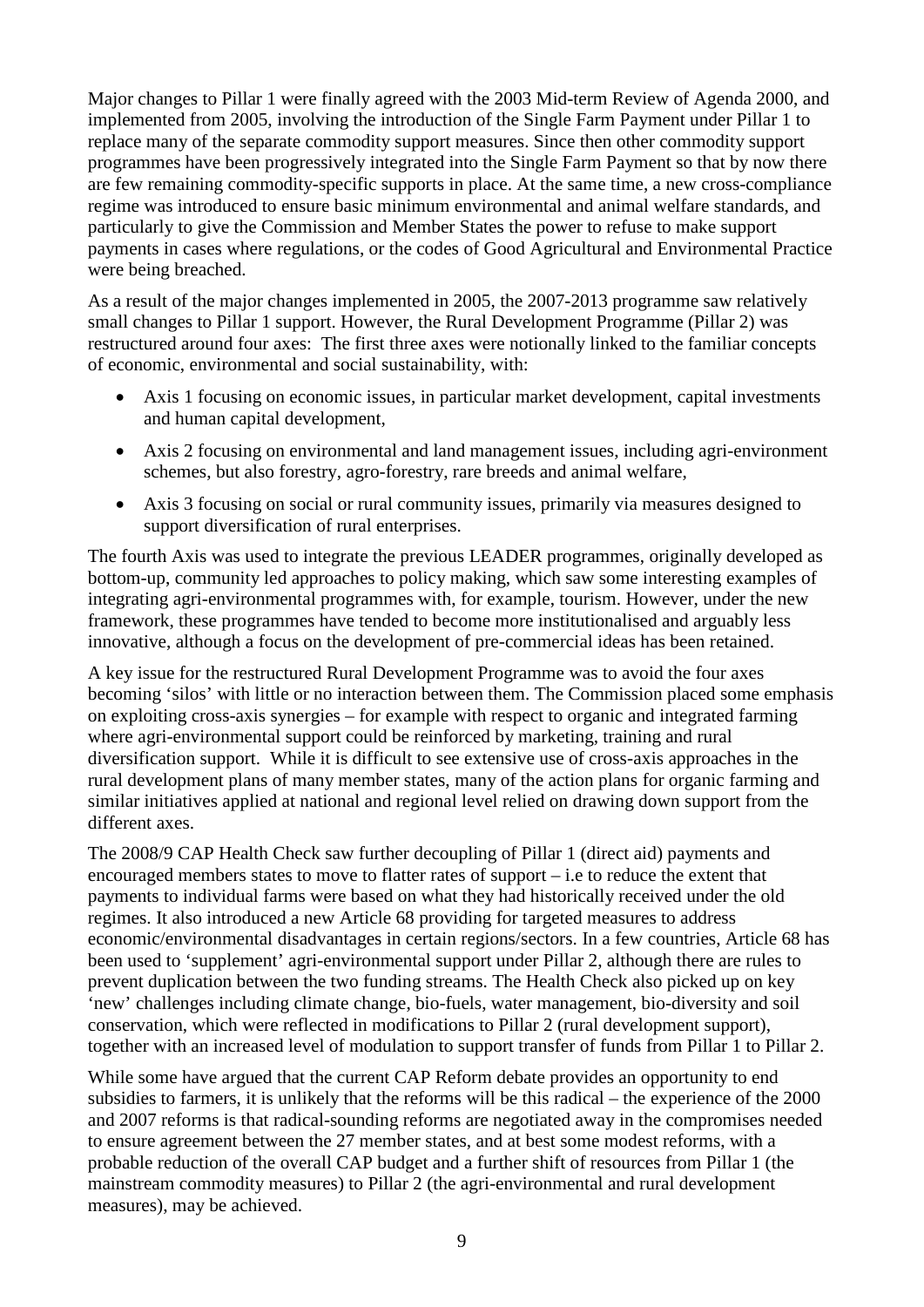Major changes to Pillar 1 were finally agreed with the 2003 Mid-term Review of Agenda 2000, and implemented from 2005, involving the introduction of the Single Farm Payment under Pillar 1 to replace many of the separate commodity support measures. Since then other commodity support programmes have been progressively integrated into the Single Farm Payment so that by now there are few remaining commodity-specific supports in place. At the same time, a new cross-compliance regime was introduced to ensure basic minimum environmental and animal welfare standards, and particularly to give the Commission and Member States the power to refuse to make support payments in cases where regulations, or the codes of Good Agricultural and Environmental Practice were being breached.

As a result of the major changes implemented in 2005, the 2007-2013 programme saw relatively small changes to Pillar 1 support. However, the Rural Development Programme (Pillar 2) was restructured around four axes: The first three axes were notionally linked to the familiar concepts of economic, environmental and social sustainability, with:

- Axis 1 focusing on economic issues, in particular market development, capital investments and human capital development,
- Axis 2 focusing on environmental and land management issues, including agri-environment schemes, but also forestry, agro-forestry, rare breeds and animal welfare,
- Axis 3 focusing on social or rural community issues, primarily via measures designed to support diversification of rural enterprises.

The fourth Axis was used to integrate the previous LEADER programmes, originally developed as bottom-up, community led approaches to policy making, which saw some interesting examples of integrating agri-environmental programmes with, for example, tourism. However, under the new framework, these programmes have tended to become more institutionalised and arguably less innovative, although a focus on the development of pre-commercial ideas has been retained.

A key issue for the restructured Rural Development Programme was to avoid the four axes becoming 'silos' with little or no interaction between them. The Commission placed some emphasis on exploiting cross-axis synergies – for example with respect to organic and integrated farming where agri-environmental support could be reinforced by marketing, training and rural diversification support. While it is difficult to see extensive use of cross-axis approaches in the rural development plans of many member states, many of the action plans for organic farming and similar initiatives applied at national and regional level relied on drawing down support from the different axes.

The 2008/9 CAP Health Check saw further decoupling of Pillar 1 (direct aid) payments and encouraged members states to move to flatter rates of support – i.e to reduce the extent that payments to individual farms were based on what they had historically received under the old regimes. It also introduced a new Article 68 providing for targeted measures to address economic/environmental disadvantages in certain regions/sectors. In a few countries, Article 68 has been used to 'supplement' agri-environmental support under Pillar 2, although there are rules to prevent duplication between the two funding streams. The Health Check also picked up on key 'new' challenges including climate change, bio-fuels, water management, bio-diversity and soil conservation, which were reflected in modifications to Pillar 2 (rural development support), together with an increased level of modulation to support transfer of funds from Pillar 1 to Pillar 2.

While some have argued that the current CAP Reform debate provides an opportunity to end subsidies to farmers, it is unlikely that the reforms will be this radical – the experience of the 2000 and 2007 reforms is that radical-sounding reforms are negotiated away in the compromises needed to ensure agreement between the 27 member states, and at best some modest reforms, with a probable reduction of the overall CAP budget and a further shift of resources from Pillar 1 (the mainstream commodity measures) to Pillar 2 (the agri-environmental and rural development measures), may be achieved.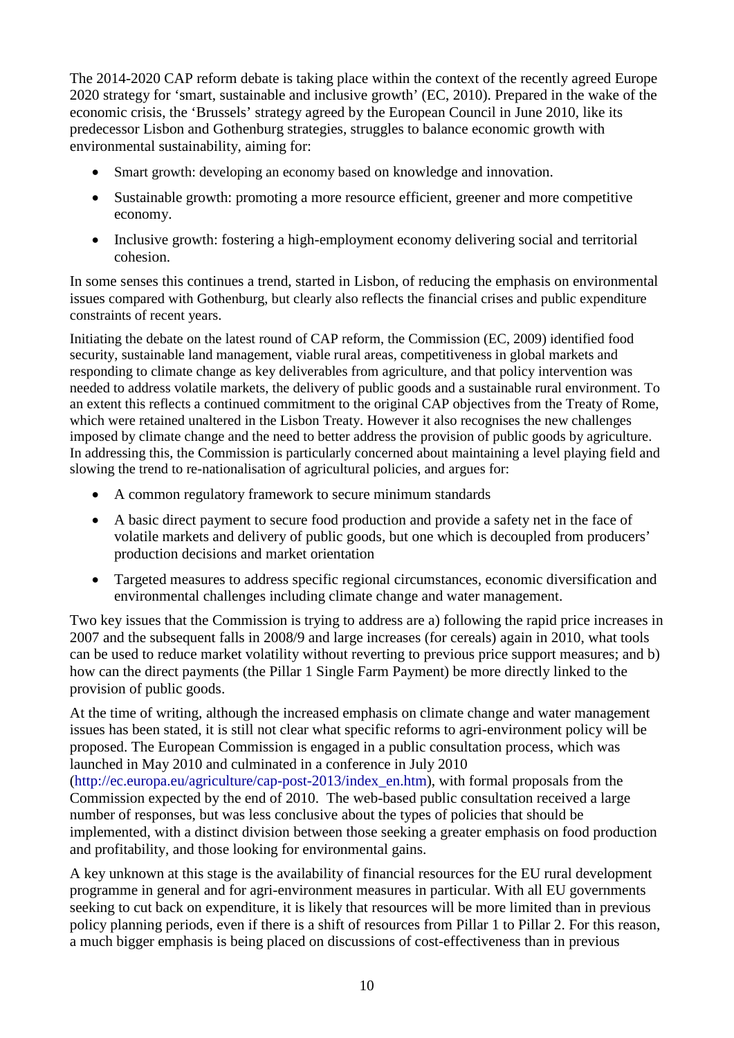The 2014-2020 CAP reform debate is taking place within the context of the recently agreed Europe 2020 strategy for 'smart, sustainable and inclusive growth' (EC, 2010). Prepared in the wake of the economic crisis, the 'Brussels' strategy agreed by the European Council in June 2010, like its predecessor Lisbon and Gothenburg strategies, struggles to balance economic growth with environmental sustainability, aiming for:

- Smart growth: developing an economy based on knowledge and innovation.
- Sustainable growth: promoting a more resource efficient, greener and more competitive economy.
- Inclusive growth: fostering a high-employment economy delivering social and territorial cohesion.

In some senses this continues a trend, started in Lisbon, of reducing the emphasis on environmental issues compared with Gothenburg, but clearly also reflects the financial crises and public expenditure constraints of recent years.

Initiating the debate on the latest round of CAP reform, the Commission (EC, 2009) identified food security, sustainable land management, viable rural areas, competitiveness in global markets and responding to climate change as key deliverables from agriculture, and that policy intervention was needed to address volatile markets, the delivery of public goods and a sustainable rural environment. To an extent this reflects a continued commitment to the original CAP objectives from the Treaty of Rome, which were retained unaltered in the Lisbon Treaty. However it also recognises the new challenges imposed by climate change and the need to better address the provision of public goods by agriculture. In addressing this, the Commission is particularly concerned about maintaining a level playing field and slowing the trend to re-nationalisation of agricultural policies, and argues for:

- A common regulatory framework to secure minimum standards
- A basic direct payment to secure food production and provide a safety net in the face of volatile markets and delivery of public goods, but one which is decoupled from producers' production decisions and market orientation
- Targeted measures to address specific regional circumstances, economic diversification and environmental challenges including climate change and water management.

Two key issues that the Commission is trying to address are a) following the rapid price increases in 2007 and the subsequent falls in 2008/9 and large increases (for cereals) again in 2010, what tools can be used to reduce market volatility without reverting to previous price support measures; and b) how can the direct payments (the Pillar 1 Single Farm Payment) be more directly linked to the provision of public goods.

At the time of writing, although the increased emphasis on climate change and water management issues has been stated, it is still not clear what specific reforms to agri-environment policy will be proposed. The European Commission is engaged in a public consultation process, which was launched in May 2010 and culminated in a conference in July 2010 (http://ec.europa.eu/agriculture/cap-post-2013/index_en.htm), with formal proposals from the Commission expected by the end of 2010. The web-based public consultation received a large number of responses, but was less conclusive about the types of policies that should be implemented, with a distinct division between those seeking a greater emphasis on food production and profitability, and those looking for environmental gains.

A key unknown at this stage is the availability of financial resources for the EU rural development programme in general and for agri-environment measures in particular. With all EU governments seeking to cut back on expenditure, it is likely that resources will be more limited than in previous policy planning periods, even if there is a shift of resources from Pillar 1 to Pillar 2. For this reason, a much bigger emphasis is being placed on discussions of cost-effectiveness than in previous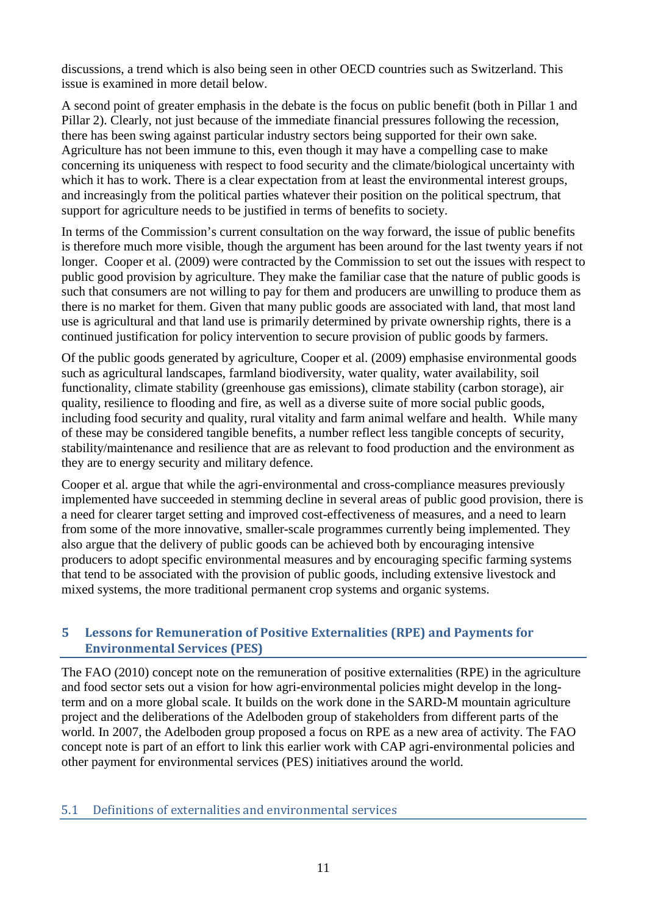discussions, a trend which is also being seen in other OECD countries such as Switzerland. This issue is examined in more detail below.

A second point of greater emphasis in the debate is the focus on public benefit (both in Pillar 1 and Pillar 2). Clearly, not just because of the immediate financial pressures following the recession, there has been swing against particular industry sectors being supported for their own sake. Agriculture has not been immune to this, even though it may have a compelling case to make concerning its uniqueness with respect to food security and the climate/biological uncertainty with which it has to work. There is a clear expectation from at least the environmental interest groups, and increasingly from the political parties whatever their position on the political spectrum, that support for agriculture needs to be justified in terms of benefits to society.

In terms of the Commission's current consultation on the way forward, the issue of public benefits is therefore much more visible, though the argument has been around for the last twenty years if not longer. Cooper et al. (2009) were contracted by the Commission to set out the issues with respect to public good provision by agriculture. They make the familiar case that the nature of public goods is such that consumers are not willing to pay for them and producers are unwilling to produce them as there is no market for them. Given that many public goods are associated with land, that most land use is agricultural and that land use is primarily determined by private ownership rights, there is a continued justification for policy intervention to secure provision of public goods by farmers.

Of the public goods generated by agriculture, Cooper et al. (2009) emphasise environmental goods such as agricultural landscapes, farmland biodiversity, water quality, water availability, soil functionality, climate stability (greenhouse gas emissions), climate stability (carbon storage), air quality, resilience to flooding and fire, as well as a diverse suite of more social public goods, including food security and quality, rural vitality and farm animal welfare and health. While many of these may be considered tangible benefits, a number reflect less tangible concepts of security, stability/maintenance and resilience that are as relevant to food production and the environment as they are to energy security and military defence.

Cooper et al. argue that while the agri-environmental and cross-compliance measures previously implemented have succeeded in stemming decline in several areas of public good provision, there is a need for clearer target setting and improved cost-effectiveness of measures, and a need to learn from some of the more innovative, smaller-scale programmes currently being implemented. They also argue that the delivery of public goods can be achieved both by encouraging intensive producers to adopt specific environmental measures and by encouraging specific farming systems that tend to be associated with the provision of public goods, including extensive livestock and mixed systems, the more traditional permanent crop systems and organic systems.

# 5 Lessons for Remuneration of Positive Externalities (RPE) and Payments for Environmental Services (PES)

The FAO (2010) concept note on the remuneration of positive externalities (RPE) in the agriculture and food sector sets out a vision for how agri-environmental policies might develop in the long-term and on a more global scale. It builds on the work done in the SARD-M mountain agriculture project and the deliberations of the Adelboden group of stakeholders from different parts of the world. In 2007, the Adelboden group proposed a focus on RPE as a new area of activity. The FAO concept note is part of an effort to link this earlier work with CAP agri-environmental policies and other payment for environmental services (PES) initiatives around the world.

## 5.1 Definitions of externalities and environmental services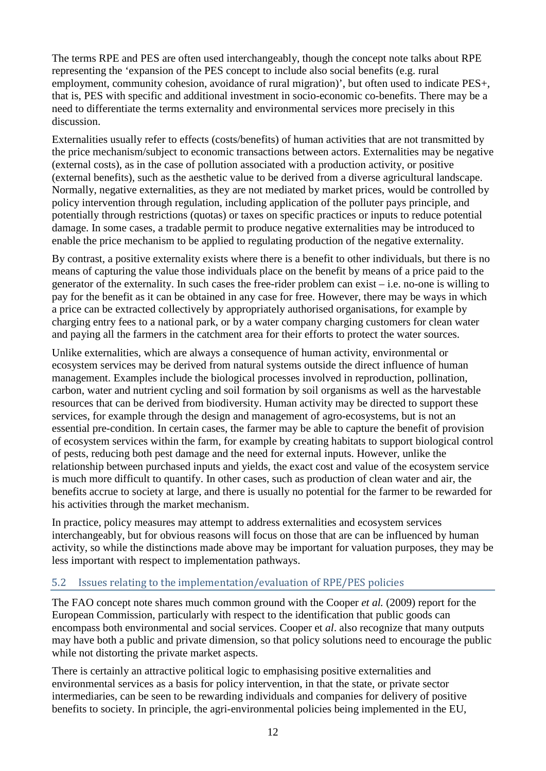The terms RPE and PES are often used interchangeably, though the concept note talks about RPE representing the 'expansion of the PES concept to include also social benefits (e.g. rural employment, community cohesion, avoidance of rural migration)', but often used to indicate PES+, that is, PES with specific and additional investment in socio-economic co-benefits. There may be a need to differentiate the terms externality and environmental services more precisely in this discussion.

Externalities usually refer to effects (costs/benefits) of human activities that are not transmitted by the price mechanism/subject to economic transactions between actors. Externalities may be negative (external costs), as in the case of pollution associated with a production activity, or positive (external benefits), such as the aesthetic value to be derived from a diverse agricultural landscape. Normally, negative externalities, as they are not mediated by market prices, would be controlled by policy intervention through regulation, including application of the polluter pays principle, and potentially through restrictions (quotas) or taxes on specific practices or inputs to reduce potential damage. In some cases, a tradable permit to produce negative externalities may be introduced to enable the price mechanism to be applied to regulating production of the negative externality.

By contrast, a positive externality exists where there is a benefit to other individuals, but there is no means of capturing the value those individuals place on the benefit by means of a price paid to the generator of the externality. In such cases the free-rider problem can exist – i.e. no-one is willing to pay for the benefit as it can be obtained in any case for free. However, there may be ways in which a price can be extracted collectively by appropriately authorised organisations, for example by charging entry fees to a national park, or by a water company charging customers for clean water and paying all the farmers in the catchment area for their efforts to protect the water sources.

Unlike externalities, which are always a consequence of human activity, environmental or ecosystem services may be derived from natural systems outside the direct influence of human management. Examples include the biological processes involved in reproduction, pollination, carbon, water and nutrient cycling and soil formation by soil organisms as well as the harvestable resources that can be derived from biodiversity. Human activity may be directed to support these services, for example through the design and management of agro-ecosystems, but is not an essential pre-condition. In certain cases, the farmer may be able to capture the benefit of provision of ecosystem services within the farm, for example by creating habitats to support biological control of pests, reducing both pest damage and the need for external inputs. However, unlike the relationship between purchased inputs and yields, the exact cost and value of the ecosystem service is much more difficult to quantify. In other cases, such as production of clean water and air, the benefits accrue to society at large, and there is usually no potential for the farmer to be rewarded for his activities through the market mechanism.

In practice, policy measures may attempt to address externalities and ecosystem services interchangeably, but for obvious reasons will focus on those that are can be influenced by human activity, so while the distinctions made above may be important for valuation purposes, they may be less important with respect to implementation pathways.

## 5.2 Issues relating to the implementation/evaluation of RPE/PES policies

The FAO concept note shares much common ground with the Cooper *et al.* (2009) report for the European Commission, particularly with respect to the identification that public goods can encompass both environmental and social services. Cooper et *al*. also recognize that many outputs may have both a public and private dimension, so that policy solutions need to encourage the public while not distorting the private market aspects.

There is certainly an attractive political logic to emphasising positive externalities and environmental services as a basis for policy intervention, in that the state, or private sector intermediaries, can be seen to be rewarding individuals and companies for delivery of positive benefits to society. In principle, the agri-environmental policies being implemented in the EU,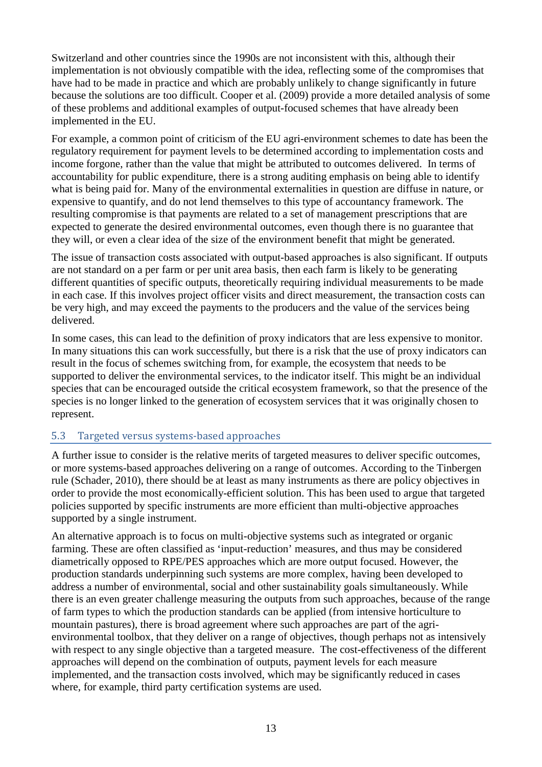Switzerland and other countries since the 1990s are not inconsistent with this, although their implementation is not obviously compatible with the idea, reflecting some of the compromises that have had to be made in practice and which are probably unlikely to change significantly in future because the solutions are too difficult. Cooper et al. (2009) provide a more detailed analysis of some of these problems and additional examples of output-focused schemes that have already been implemented in the EU.

For example, a common point of criticism of the EU agri-environment schemes to date has been the regulatory requirement for payment levels to be determined according to implementation costs and income forgone, rather than the value that might be attributed to outcomes delivered. In terms of accountability for public expenditure, there is a strong auditing emphasis on being able to identify what is being paid for. Many of the environmental externalities in question are diffuse in nature, or expensive to quantify, and do not lend themselves to this type of accountancy framework. The resulting compromise is that payments are related to a set of management prescriptions that are expected to generate the desired environmental outcomes, even though there is no guarantee that they will, or even a clear idea of the size of the environment benefit that might be generated.

The issue of transaction costs associated with output-based approaches is also significant. If outputs are not standard on a per farm or per unit area basis, then each farm is likely to be generating different quantities of specific outputs, theoretically requiring individual measurements to be made in each case. If this involves project officer visits and direct measurement, the transaction costs can be very high, and may exceed the payments to the producers and the value of the services being delivered.

In some cases, this can lead to the definition of proxy indicators that are less expensive to monitor. In many situations this can work successfully, but there is a risk that the use of proxy indicators can result in the focus of schemes switching from, for example, the ecosystem that needs to be supported to deliver the environmental services, to the indicator itself. This might be an individual species that can be encouraged outside the critical ecosystem framework, so that the presence of the species is no longer linked to the generation of ecosystem services that it was originally chosen to represent.

## 5.3 Targeted versus systems-based approaches

A further issue to consider is the relative merits of targeted measures to deliver specific outcomes, or more systems-based approaches delivering on a range of outcomes. According to the Tinbergen rule (Schader, 2010), there should be at least as many instruments as there are policy objectives in order to provide the most economically-efficient solution. This has been used to argue that targeted policies supported by specific instruments are more efficient than multi-objective approaches supported by a single instrument.

An alternative approach is to focus on multi-objective systems such as integrated or organic farming. These are often classified as 'input-reduction' measures, and thus may be considered diametrically opposed to RPE/PES approaches which are more output focused. However, the production standards underpinning such systems are more complex, having been developed to address a number of environmental, social and other sustainability goals simultaneously. While there is an even greater challenge measuring the outputs from such approaches, because of the range of farm types to which the production standards can be applied (from intensive horticulture to mountain pastures), there is broad agreement where such approaches are part of the agri-environmental toolbox, that they deliver on a range of objectives, though perhaps not as intensively with respect to any single objective than a targeted measure. The cost-effectiveness of the different approaches will depend on the combination of outputs, payment levels for each measure implemented, and the transaction costs involved, which may be significantly reduced in cases where, for example, third party certification systems are used.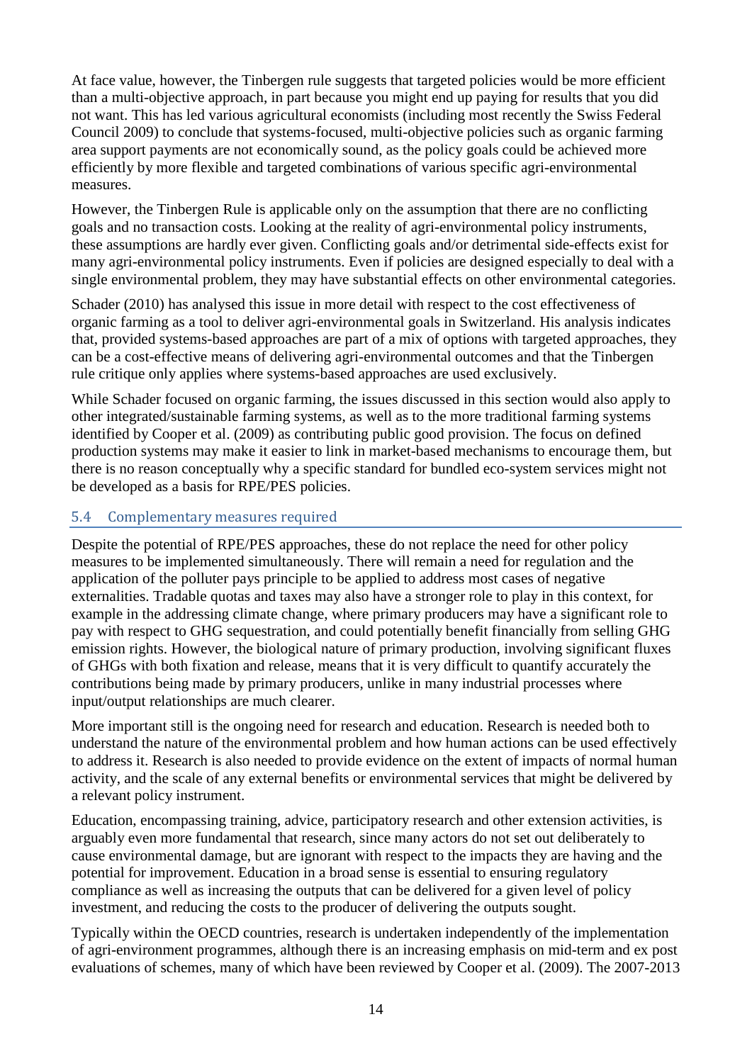At face value, however, the Tinbergen rule suggests that targeted policies would be more efficient than a multi-objective approach, in part because you might end up paying for results that you did not want. This has led various agricultural economists (including most recently the Swiss Federal Council 2009) to conclude that systems-focused, multi-objective policies such as organic farming area support payments are not economically sound, as the policy goals could be achieved more efficiently by more flexible and targeted combinations of various specific agri-environmental measures.

However, the Tinbergen Rule is applicable only on the assumption that there are no conflicting goals and no transaction costs. Looking at the reality of agri-environmental policy instruments, these assumptions are hardly ever given. Conflicting goals and/or detrimental side-effects exist for many agri-environmental policy instruments. Even if policies are designed especially to deal with a single environmental problem, they may have substantial effects on other environmental categories.

Schader (2010) has analysed this issue in more detail with respect to the cost effectiveness of organic farming as a tool to deliver agri-environmental goals in Switzerland. His analysis indicates that, provided systems-based approaches are part of a mix of options with targeted approaches, they can be a cost-effective means of delivering agri-environmental outcomes and that the Tinbergen rule critique only applies where systems-based approaches are used exclusively.

While Schader focused on organic farming, the issues discussed in this section would also apply to other integrated/sustainable farming systems, as well as to the more traditional farming systems identified by Cooper et al. (2009) as contributing public good provision. The focus on defined production systems may make it easier to link in market-based mechanisms to encourage them, but there is no reason conceptually why a specific standard for bundled eco-system services might not be developed as a basis for RPE/PES policies.

## 5.4 Complementary measures required

Despite the potential of RPE/PES approaches, these do not replace the need for other policy measures to be implemented simultaneously. There will remain a need for regulation and the application of the polluter pays principle to be applied to address most cases of negative externalities. Tradable quotas and taxes may also have a stronger role to play in this context, for example in the addressing climate change, where primary producers may have a significant role to pay with respect to GHG sequestration, and could potentially benefit financially from selling GHG emission rights. However, the biological nature of primary production, involving significant fluxes of GHGs with both fixation and release, means that it is very difficult to quantify accurately the contributions being made by primary producers, unlike in many industrial processes where input/output relationships are much clearer.

More important still is the ongoing need for research and education. Research is needed both to understand the nature of the environmental problem and how human actions can be used effectively to address it. Research is also needed to provide evidence on the extent of impacts of normal human activity, and the scale of any external benefits or environmental services that might be delivered by a relevant policy instrument.

Education, encompassing training, advice, participatory research and other extension activities, is arguably even more fundamental that research, since many actors do not set out deliberately to cause environmental damage, but are ignorant with respect to the impacts they are having and the potential for improvement. Education in a broad sense is essential to ensuring regulatory compliance as well as increasing the outputs that can be delivered for a given level of policy investment, and reducing the costs to the producer of delivering the outputs sought.

Typically within the OECD countries, research is undertaken independently of the implementation of agri-environment programmes, although there is an increasing emphasis on mid-term and ex post evaluations of schemes, many of which have been reviewed by Cooper et al. (2009). The 2007-2013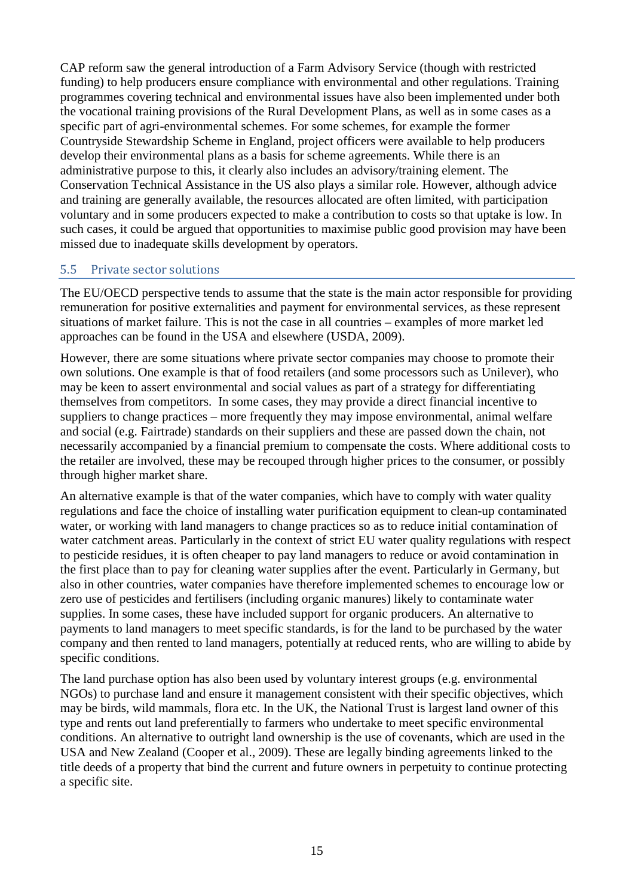CAP reform saw the general introduction of a Farm Advisory Service (though with restricted funding) to help producers ensure compliance with environmental and other regulations. Training programmes covering technical and environmental issues have also been implemented under both the vocational training provisions of the Rural Development Plans, as well as in some cases as a specific part of agri-environmental schemes. For some schemes, for example the former Countryside Stewardship Scheme in England, project officers were available to help producers develop their environmental plans as a basis for scheme agreements. While there is an administrative purpose to this, it clearly also includes an advisory/training element. The Conservation Technical Assistance in the US also plays a similar role. However, although advice and training are generally available, the resources allocated are often limited, with participation voluntary and in some producers expected to make a contribution to costs so that uptake is low. In such cases, it could be argued that opportunities to maximise public good provision may have been missed due to inadequate skills development by operators.

## 5.5 Private sector solutions

The EU/OECD perspective tends to assume that the state is the main actor responsible for providing remuneration for positive externalities and payment for environmental services, as these represent situations of market failure. This is not the case in all countries – examples of more market led approaches can be found in the USA and elsewhere (USDA, 2009).

However, there are some situations where private sector companies may choose to promote their own solutions. One example is that of food retailers (and some processors such as Unilever), who may be keen to assert environmental and social values as part of a strategy for differentiating themselves from competitors. In some cases, they may provide a direct financial incentive to suppliers to change practices – more frequently they may impose environmental, animal welfare and social (e.g. Fairtrade) standards on their suppliers and these are passed down the chain, not necessarily accompanied by a financial premium to compensate the costs. Where additional costs to the retailer are involved, these may be recouped through higher prices to the consumer, or possibly through higher market share.

An alternative example is that of the water companies, which have to comply with water quality regulations and face the choice of installing water purification equipment to clean-up contaminated water, or working with land managers to change practices so as to reduce initial contamination of water catchment areas. Particularly in the context of strict EU water quality regulations with respect to pesticide residues, it is often cheaper to pay land managers to reduce or avoid contamination in the first place than to pay for cleaning water supplies after the event. Particularly in Germany, but also in other countries, water companies have therefore implemented schemes to encourage low or zero use of pesticides and fertilisers (including organic manures) likely to contaminate water supplies. In some cases, these have included support for organic producers. An alternative to payments to land managers to meet specific standards, is for the land to be purchased by the water company and then rented to land managers, potentially at reduced rents, who are willing to abide by specific conditions.

The land purchase option has also been used by voluntary interest groups (e.g. environmental NGOs) to purchase land and ensure it management consistent with their specific objectives, which may be birds, wild mammals, flora etc. In the UK, the National Trust is largest land owner of this type and rents out land preferentially to farmers who undertake to meet specific environmental conditions. An alternative to outright land ownership is the use of covenants, which are used in the USA and New Zealand (Cooper et al., 2009). These are legally binding agreements linked to the title deeds of a property that bind the current and future owners in perpetuity to continue protecting a specific site.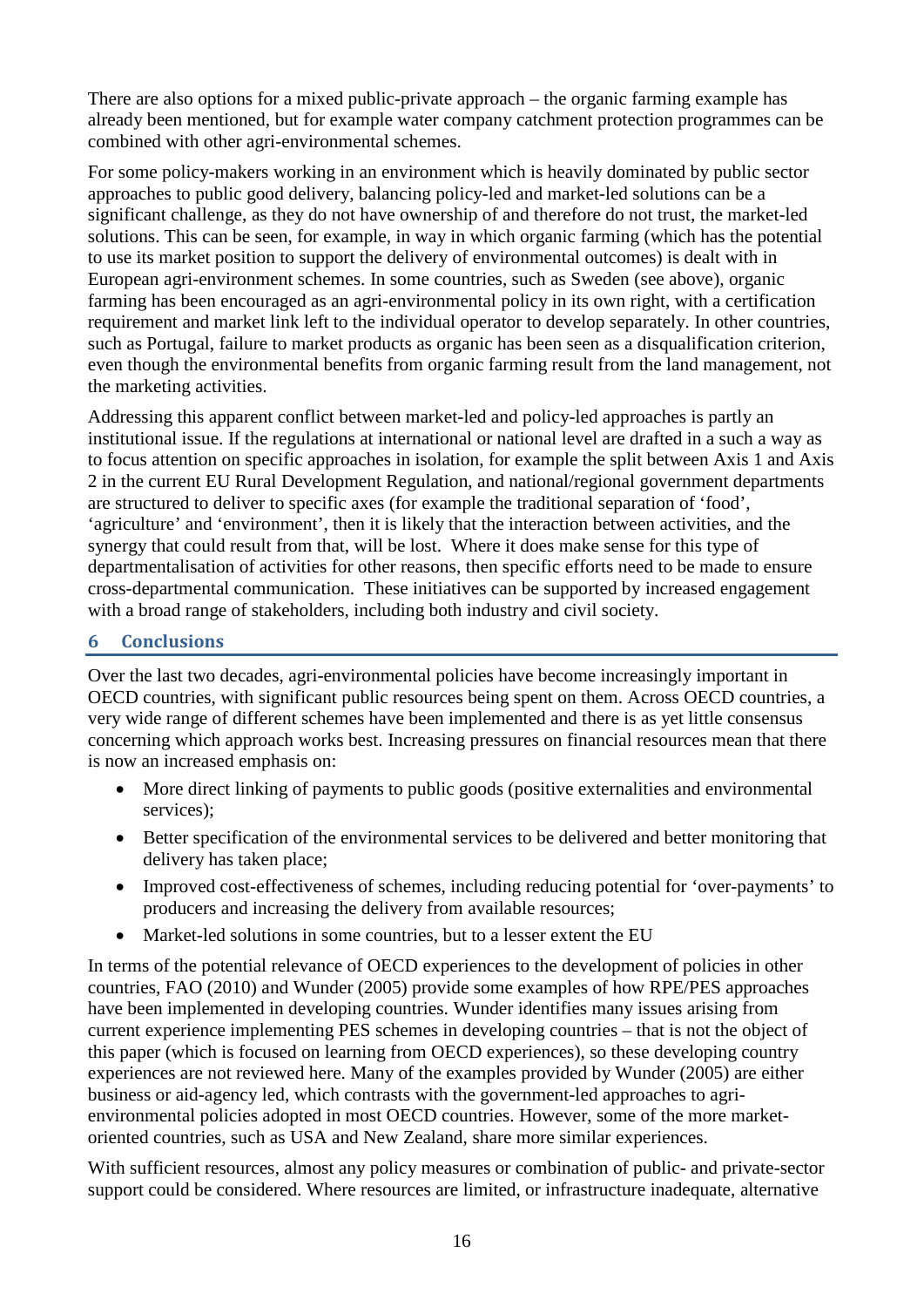There are also options for a mixed public-private approach – the organic farming example has already been mentioned, but for example water company catchment protection programmes can be combined with other agri-environmental schemes.

For some policy-makers working in an environment which is heavily dominated by public sector approaches to public good delivery, balancing policy-led and market-led solutions can be a significant challenge, as they do not have ownership of and therefore do not trust, the market-led solutions. This can be seen, for example, in way in which organic farming (which has the potential to use its market position to support the delivery of environmental outcomes) is dealt with in European agri-environment schemes. In some countries, such as Sweden (see above), organic farming has been encouraged as an agri-environmental policy in its own right, with a certification requirement and market link left to the individual operator to develop separately. In other countries, such as Portugal, failure to market products as organic has been seen as a disqualification criterion, even though the environmental benefits from organic farming result from the land management, not the marketing activities.

Addressing this apparent conflict between market-led and policy-led approaches is partly an institutional issue. If the regulations at international or national level are drafted in a such a way as to focus attention on specific approaches in isolation, for example the split between Axis 1 and Axis 2 in the current EU Rural Development Regulation, and national/regional government departments are structured to deliver to specific axes (for example the traditional separation of 'food', 'agriculture' and 'environment', then it is likely that the interaction between activities, and the synergy that could result from that, will be lost. Where it does make sense for this type of departmentalisation of activities for other reasons, then specific efforts need to be made to ensure cross-departmental communication. These initiatives can be supported by increased engagement with a broad range of stakeholders, including both industry and civil society.

## 6 Conclusions

Over the last two decades, agri-environmental policies have become increasingly important in OECD countries, with significant public resources being spent on them. Across OECD countries, a very wide range of different schemes have been implemented and there is as yet little consensus concerning which approach works best. Increasing pressures on financial resources mean that there is now an increased emphasis on:

- More direct linking of payments to public goods (positive externalities and environmental services);
- Better specification of the environmental services to be delivered and better monitoring that delivery has taken place;
- Improved cost-effectiveness of schemes, including reducing potential for 'over-payments' to producers and increasing the delivery from available resources;
- Market-led solutions in some countries, but to a lesser extent the EU

In terms of the potential relevance of OECD experiences to the development of policies in other countries, FAO (2010) and Wunder (2005) provide some examples of how RPE/PES approaches have been implemented in developing countries. Wunder identifies many issues arising from current experience implementing PES schemes in developing countries – that is not the object of this paper (which is focused on learning from OECD experiences), so these developing country experiences are not reviewed here. Many of the examples provided by Wunder (2005) are either business or aid-agency led, which contrasts with the government-led approaches to agri-environmental policies adopted in most OECD countries. However, some of the more market-oriented countries, such as USA and New Zealand, share more similar experiences.

With sufficient resources, almost any policy measures or combination of public- and private-sector support could be considered. Where resources are limited, or infrastructure inadequate, alternative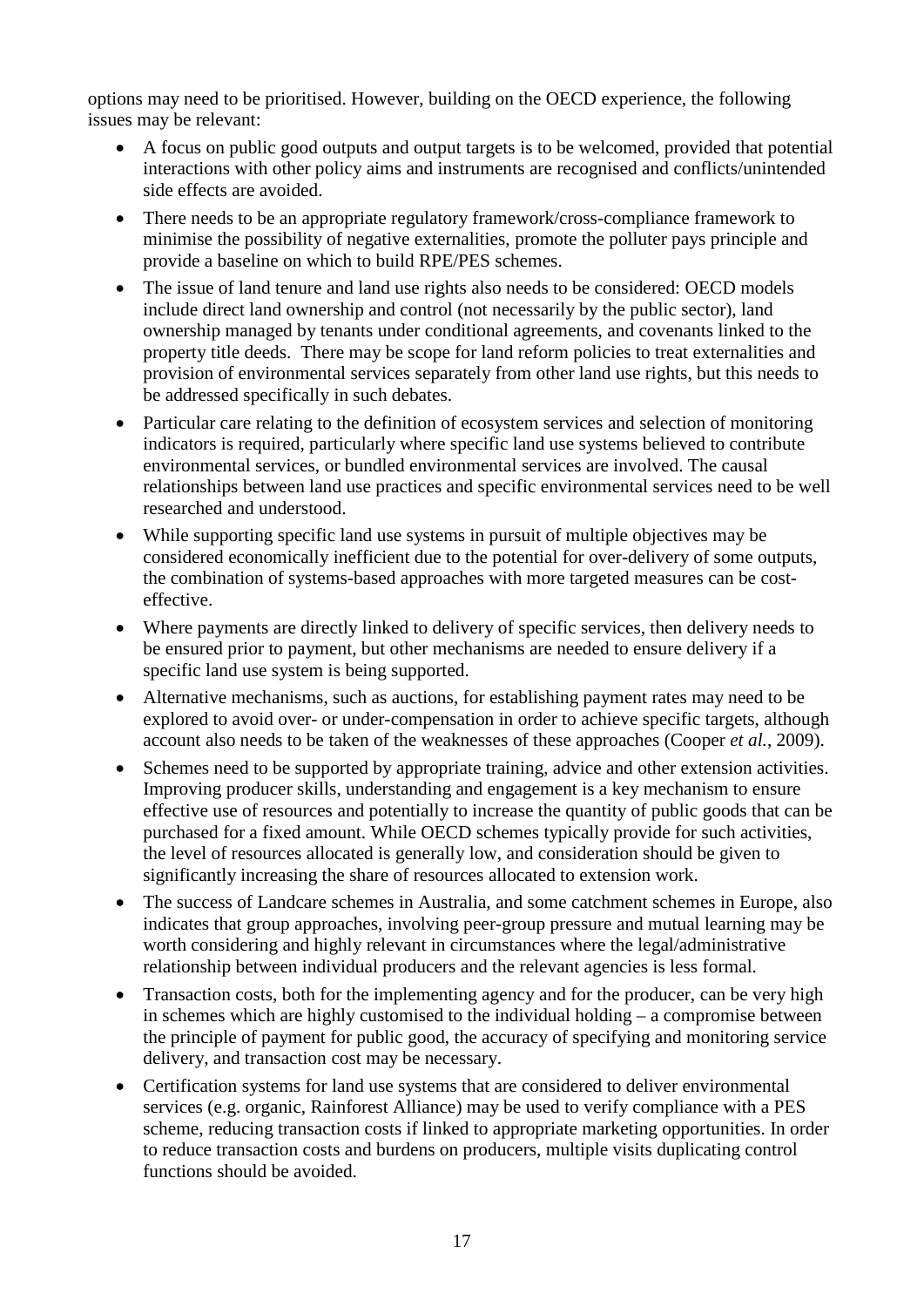options may need to be prioritised. However, building on the OECD experience, the following issues may be relevant:

- A focus on public good outputs and output targets is to be welcomed, provided that potential interactions with other policy aims and instruments are recognised and conflicts/unintended side effects are avoided.
- There needs to be an appropriate regulatory framework/cross-compliance framework to minimise the possibility of negative externalities, promote the polluter pays principle and provide a baseline on which to build RPE/PES schemes.
- The issue of land tenure and land use rights also needs to be considered: OECD models include direct land ownership and control (not necessarily by the public sector), land ownership managed by tenants under conditional agreements, and covenants linked to the property title deeds. There may be scope for land reform policies to treat externalities and provision of environmental services separately from other land use rights, but this needs to be addressed specifically in such debates.
- Particular care relating to the definition of ecosystem services and selection of monitoring indicators is required, particularly where specific land use systems believed to contribute environmental services, or bundled environmental services are involved. The causal relationships between land use practices and specific environmental services need to be well researched and understood.
- While supporting specific land use systems in pursuit of multiple objectives may be considered economically inefficient due to the potential for over-delivery of some outputs, the combination of systems-based approaches with more targeted measures can be cost-effective.
- Where payments are directly linked to delivery of specific services, then delivery needs to be ensured prior to payment, but other mechanisms are needed to ensure delivery if a specific land use system is being supported.
- Alternative mechanisms, such as auctions, for establishing payment rates may need to be explored to avoid over- or under-compensation in order to achieve specific targets, although account also needs to be taken of the weaknesses of these approaches (Cooper *et al.*, 2009).
- Schemes need to be supported by appropriate training, advice and other extension activities. Improving producer skills, understanding and engagement is a key mechanism to ensure effective use of resources and potentially to increase the quantity of public goods that can be purchased for a fixed amount. While OECD schemes typically provide for such activities, the level of resources allocated is generally low, and consideration should be given to significantly increasing the share of resources allocated to extension work.
- The success of Landcare schemes in Australia, and some catchment schemes in Europe, also indicates that group approaches, involving peer-group pressure and mutual learning may be worth considering and highly relevant in circumstances where the legal/administrative relationship between individual producers and the relevant agencies is less formal.
- Transaction costs, both for the implementing agency and for the producer, can be very high in schemes which are highly customised to the individual holding – a compromise between the principle of payment for public good, the accuracy of specifying and monitoring service delivery, and transaction cost may be necessary.
- Certification systems for land use systems that are considered to deliver environmental services (e.g. organic, Rainforest Alliance) may be used to verify compliance with a PES scheme, reducing transaction costs if linked to appropriate marketing opportunities. In order to reduce transaction costs and burdens on producers, multiple visits duplicating control functions should be avoided.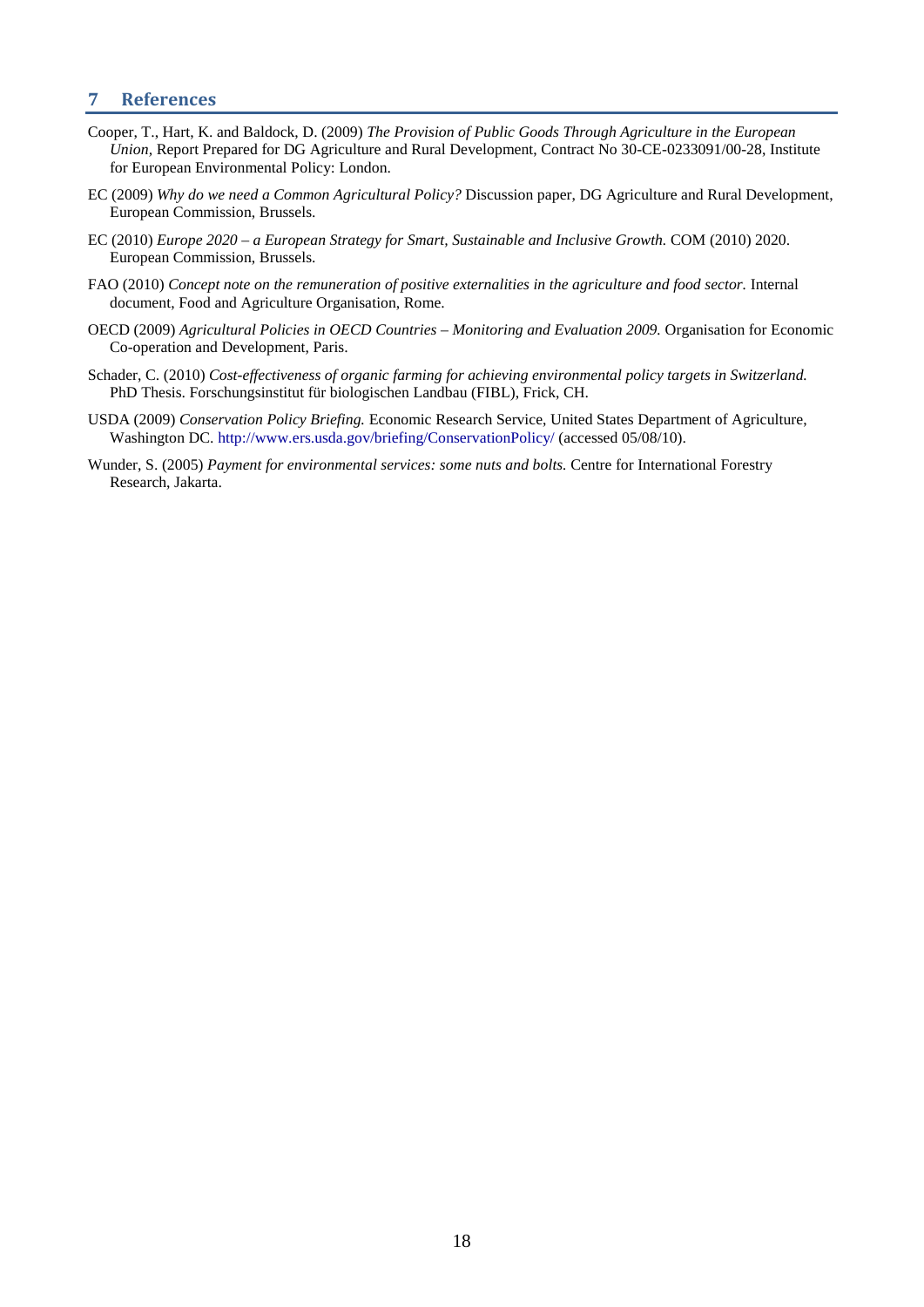# 7 References

Cooper, T., Hart, K. and Baldock, D. (2009) *The Provision of Public Goods Through Agriculture in the European Union,* Report Prepared for DG Agriculture and Rural Development, Contract No 30-CE-0233091/00-28, Institute for European Environmental Policy: London.

EC (2009) *Why do we need a Common Agricultural Policy?* Discussion paper, DG Agriculture and Rural Development, European Commission, Brussels.

EC (2010) *Europe 2020 – a European Strategy for Smart, Sustainable and Inclusive Growth.* COM (2010) 2020. European Commission, Brussels.

FAO (2010) *Concept note on the remuneration of positive externalities in the agriculture and food sector.* Internal document, Food and Agriculture Organisation, Rome.

OECD (2009) *Agricultural Policies in OECD Countries – Monitoring and Evaluation 2009.* Organisation for Economic Co-operation and Development, Paris.

Schader, C. (2010) *Cost-effectiveness of organic farming for achieving environmental policy targets in Switzerland.* PhD Thesis. Forschungsinstitut für biologischen Landbau (FIBL), Frick, CH.

USDA (2009) *Conservation Policy Briefing.* Economic Research Service, United States Department of Agriculture, Washington DC. http://www.ers.usda.gov/briefing/ConservationPolicy/ (accessed 05/08/10).

Wunder, S. (2005) *Payment for environmental services: some nuts and bolts.* Centre for International Forestry Research, Jakarta.